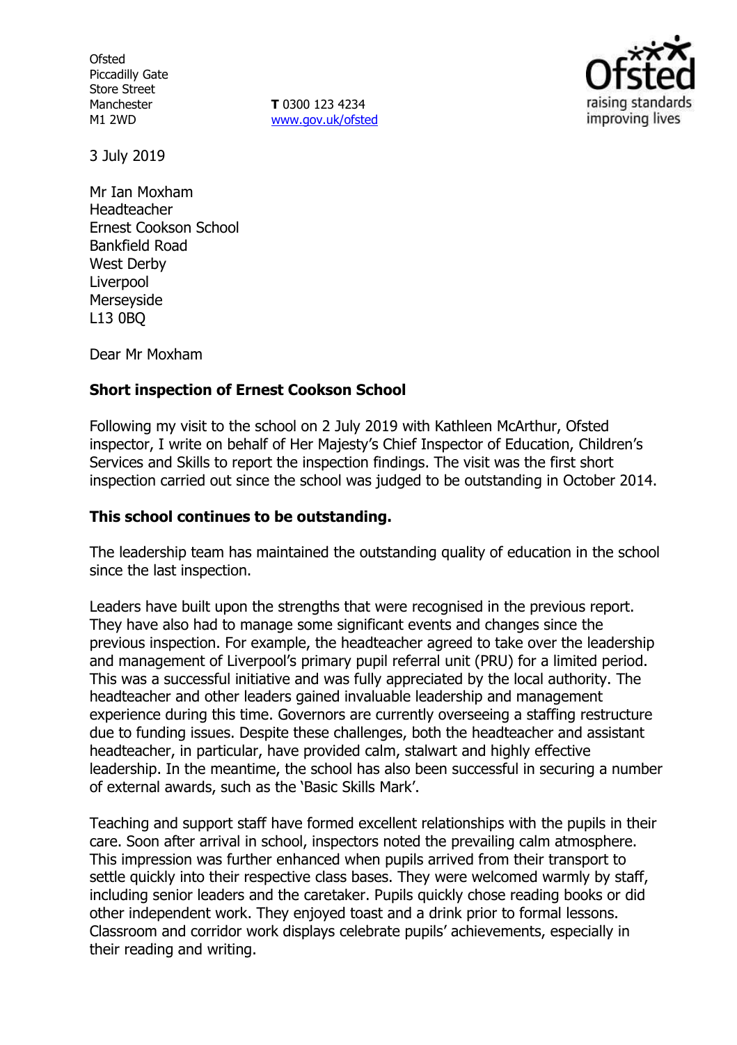Ofsted
Piccadilly Gate
Store Street
Manchester
M1 2WD

**T** 0300 123 4234
www.gov.uk/ofsted

3 July 2019

Mr Ian Moxham
Headteacher
Ernest Cookson School
Bankfield Road
West Derby
Liverpool
Merseyside
L13 0BQ

Dear Mr Moxham

**Short inspection of Ernest Cookson School**

Following my visit to the school on 2 July 2019 with Kathleen McArthur, Ofsted inspector, I write on behalf of Her Majesty's Chief Inspector of Education, Children's Services and Skills to report the inspection findings. The visit was the first short inspection carried out since the school was judged to be outstanding in October 2014.

**This school continues to be outstanding.**

The leadership team has maintained the outstanding quality of education in the school since the last inspection.

Leaders have built upon the strengths that were recognised in the previous report. They have also had to manage some significant events and changes since the previous inspection. For example, the headteacher agreed to take over the leadership and management of Liverpool's primary pupil referral unit (PRU) for a limited period. This was a successful initiative and was fully appreciated by the local authority. The headteacher and other leaders gained invaluable leadership and management experience during this time. Governors are currently overseeing a staffing restructure due to funding issues. Despite these challenges, both the headteacher and assistant headteacher, in particular, have provided calm, stalwart and highly effective leadership. In the meantime, the school has also been successful in securing a number of external awards, such as the 'Basic Skills Mark'.

Teaching and support staff have formed excellent relationships with the pupils in their care. Soon after arrival in school, inspectors noted the prevailing calm atmosphere. This impression was further enhanced when pupils arrived from their transport to settle quickly into their respective class bases. They were welcomed warmly by staff, including senior leaders and the caretaker. Pupils quickly chose reading books or did other independent work. They enjoyed toast and a drink prior to formal lessons. Classroom and corridor work displays celebrate pupils' achievements, especially in their reading and writing.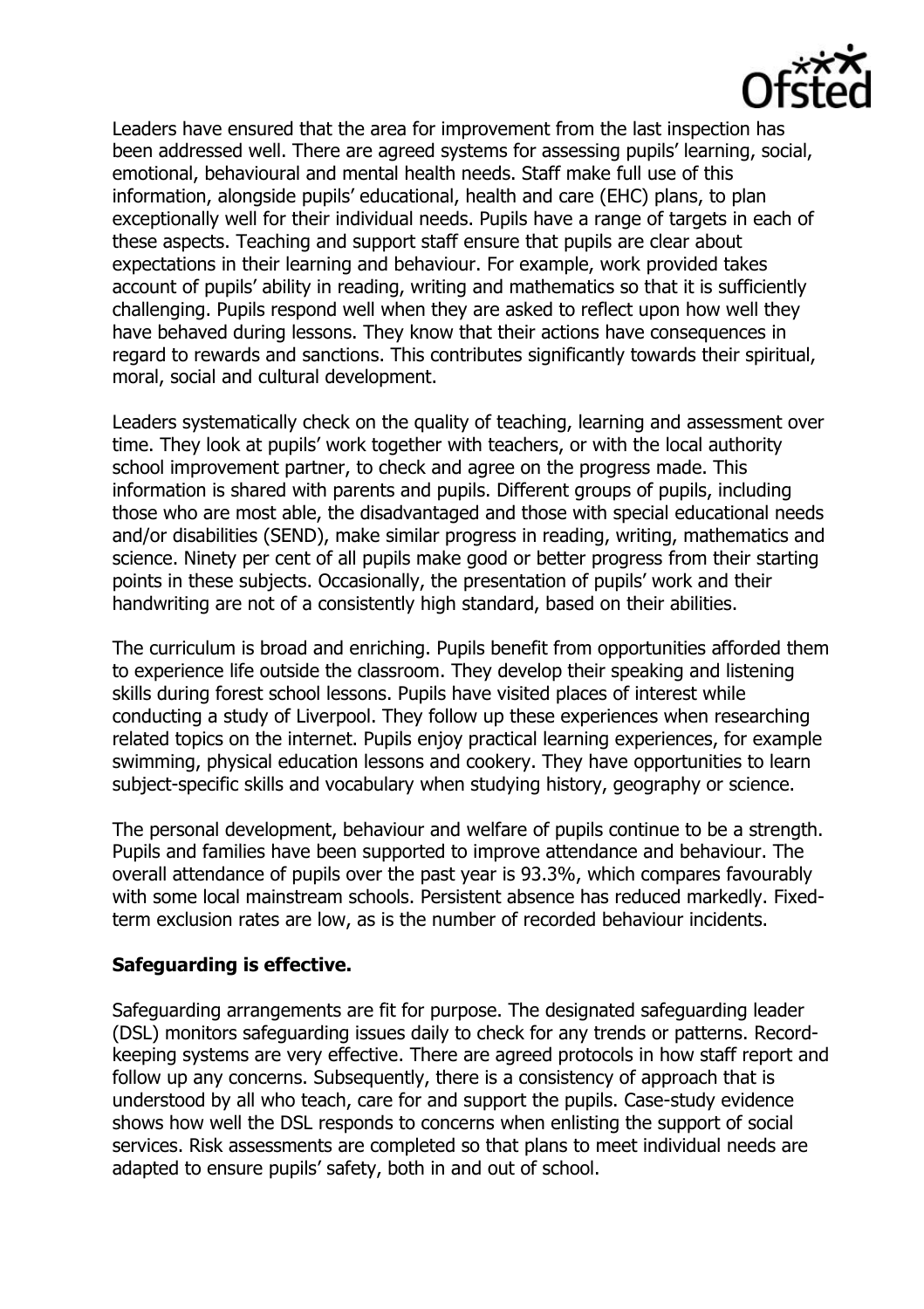Leaders have ensured that the area for improvement from the last inspection has been addressed well. There are agreed systems for assessing pupils' learning, social, emotional, behavioural and mental health needs. Staff make full use of this information, alongside pupils' educational, health and care (EHC) plans, to plan exceptionally well for their individual needs. Pupils have a range of targets in each of these aspects. Teaching and support staff ensure that pupils are clear about expectations in their learning and behaviour. For example, work provided takes account of pupils' ability in reading, writing and mathematics so that it is sufficiently challenging. Pupils respond well when they are asked to reflect upon how well they have behaved during lessons. They know that their actions have consequences in regard to rewards and sanctions. This contributes significantly towards their spiritual, moral, social and cultural development.

Leaders systematically check on the quality of teaching, learning and assessment over time. They look at pupils' work together with teachers, or with the local authority school improvement partner, to check and agree on the progress made. This information is shared with parents and pupils. Different groups of pupils, including those who are most able, the disadvantaged and those with special educational needs and/or disabilities (SEND), make similar progress in reading, writing, mathematics and science. Ninety per cent of all pupils make good or better progress from their starting points in these subjects. Occasionally, the presentation of pupils' work and their handwriting are not of a consistently high standard, based on their abilities.

The curriculum is broad and enriching. Pupils benefit from opportunities afforded them to experience life outside the classroom. They develop their speaking and listening skills during forest school lessons. Pupils have visited places of interest while conducting a study of Liverpool. They follow up these experiences when researching related topics on the internet. Pupils enjoy practical learning experiences, for example swimming, physical education lessons and cookery. They have opportunities to learn subject-specific skills and vocabulary when studying history, geography or science.

The personal development, behaviour and welfare of pupils continue to be a strength. Pupils and families have been supported to improve attendance and behaviour. The overall attendance of pupils over the past year is 93.3%, which compares favourably with some local mainstream schools. Persistent absence has reduced markedly. Fixed-term exclusion rates are low, as is the number of recorded behaviour incidents.

**Safeguarding is effective.**

Safeguarding arrangements are fit for purpose. The designated safeguarding leader (DSL) monitors safeguarding issues daily to check for any trends or patterns. Record-keeping systems are very effective. There are agreed protocols in how staff report and follow up any concerns. Subsequently, there is a consistency of approach that is understood by all who teach, care for and support the pupils. Case-study evidence shows how well the DSL responds to concerns when enlisting the support of social services. Risk assessments are completed so that plans to meet individual needs are adapted to ensure pupils' safety, both in and out of school.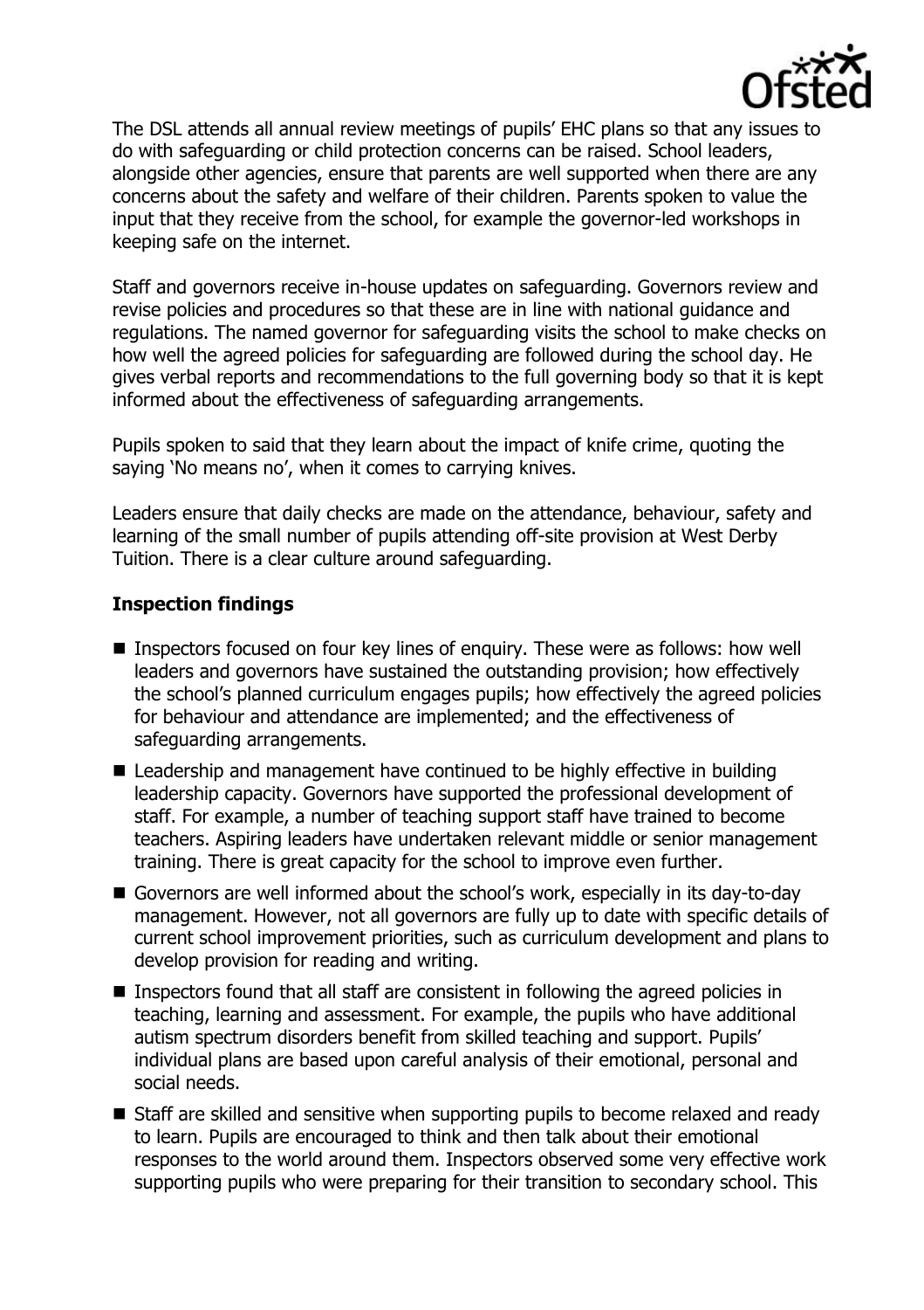The DSL attends all annual review meetings of pupils' EHC plans so that any issues to do with safeguarding or child protection concerns can be raised. School leaders, alongside other agencies, ensure that parents are well supported when there are any concerns about the safety and welfare of their children. Parents spoken to value the input that they receive from the school, for example the governor-led workshops in keeping safe on the internet.

Staff and governors receive in-house updates on safeguarding. Governors review and revise policies and procedures so that these are in line with national guidance and regulations. The named governor for safeguarding visits the school to make checks on how well the agreed policies for safeguarding are followed during the school day. He gives verbal reports and recommendations to the full governing body so that it is kept informed about the effectiveness of safeguarding arrangements.

Pupils spoken to said that they learn about the impact of knife crime, quoting the saying 'No means no', when it comes to carrying knives.

Leaders ensure that daily checks are made on the attendance, behaviour, safety and learning of the small number of pupils attending off-site provision at West Derby Tuition. There is a clear culture around safeguarding.

### Inspection findings

- Inspectors focused on four key lines of enquiry. These were as follows: how well leaders and governors have sustained the outstanding provision; how effectively the school's planned curriculum engages pupils; how effectively the agreed policies for behaviour and attendance are implemented; and the effectiveness of safeguarding arrangements.
- Leadership and management have continued to be highly effective in building leadership capacity. Governors have supported the professional development of staff. For example, a number of teaching support staff have trained to become teachers. Aspiring leaders have undertaken relevant middle or senior management training. There is great capacity for the school to improve even further.
- Governors are well informed about the school's work, especially in its day-to-day management. However, not all governors are fully up to date with specific details of current school improvement priorities, such as curriculum development and plans to develop provision for reading and writing.
- Inspectors found that all staff are consistent in following the agreed policies in teaching, learning and assessment. For example, the pupils who have additional autism spectrum disorders benefit from skilled teaching and support. Pupils' individual plans are based upon careful analysis of their emotional, personal and social needs.
- Staff are skilled and sensitive when supporting pupils to become relaxed and ready to learn. Pupils are encouraged to think and then talk about their emotional responses to the world around them. Inspectors observed some very effective work supporting pupils who were preparing for their transition to secondary school. This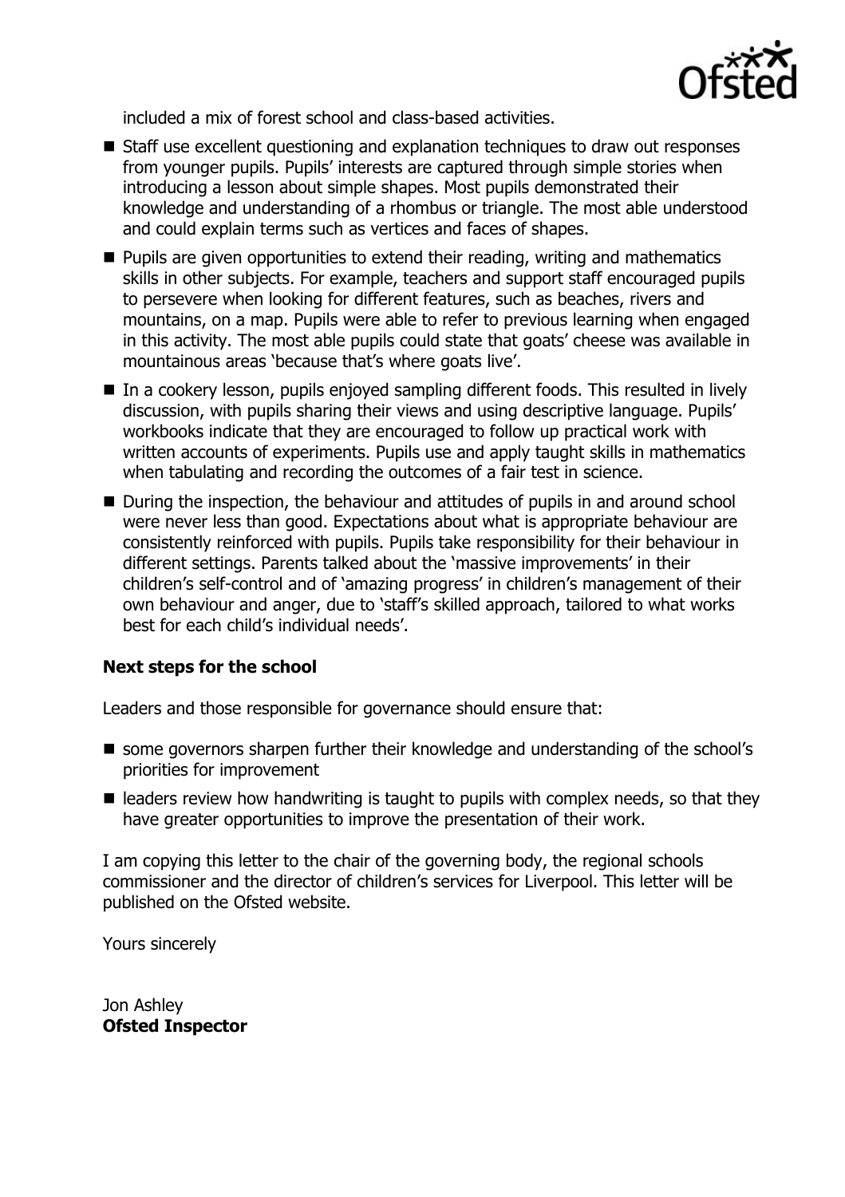included a mix of forest school and class-based activities.

- Staff use excellent questioning and explanation techniques to draw out responses from younger pupils. Pupils' interests are captured through simple stories when introducing a lesson about simple shapes. Most pupils demonstrated their knowledge and understanding of a rhombus or triangle. The most able understood and could explain terms such as vertices and faces of shapes.
- Pupils are given opportunities to extend their reading, writing and mathematics skills in other subjects. For example, teachers and support staff encouraged pupils to persevere when looking for different features, such as beaches, rivers and mountains, on a map. Pupils were able to refer to previous learning when engaged in this activity. The most able pupils could state that goats' cheese was available in mountainous areas 'because that's where goats live'.
- In a cookery lesson, pupils enjoyed sampling different foods. This resulted in lively discussion, with pupils sharing their views and using descriptive language. Pupils' workbooks indicate that they are encouraged to follow up practical work with written accounts of experiments. Pupils use and apply taught skills in mathematics when tabulating and recording the outcomes of a fair test in science.
- During the inspection, the behaviour and attitudes of pupils in and around school were never less than good. Expectations about what is appropriate behaviour are consistently reinforced with pupils. Pupils take responsibility for their behaviour in different settings. Parents talked about the 'massive improvements' in their children's self-control and of 'amazing progress' in children's management of their own behaviour and anger, due to 'staff's skilled approach, tailored to what works best for each child's individual needs'.

**Next steps for the school**

Leaders and those responsible for governance should ensure that:

- some governors sharpen further their knowledge and understanding of the school's priorities for improvement
- leaders review how handwriting is taught to pupils with complex needs, so that they have greater opportunities to improve the presentation of their work.

I am copying this letter to the chair of the governing body, the regional schools commissioner and the director of children's services for Liverpool. This letter will be published on the Ofsted website.

Yours sincerely

Jon Ashley
**Ofsted Inspector**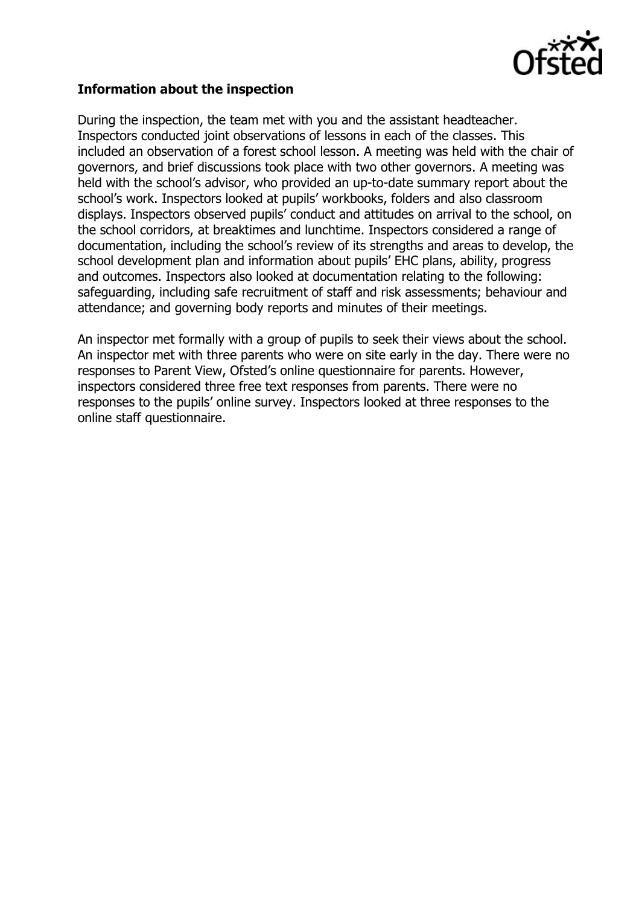**Information about the inspection**

During the inspection, the team met with you and the assistant headteacher. Inspectors conducted joint observations of lessons in each of the classes. This included an observation of a forest school lesson. A meeting was held with the chair of governors, and brief discussions took place with two other governors. A meeting was held with the school's advisor, who provided an up-to-date summary report about the school's work. Inspectors looked at pupils' workbooks, folders and also classroom displays. Inspectors observed pupils' conduct and attitudes on arrival to the school, on the school corridors, at breaktimes and lunchtime. Inspectors considered a range of documentation, including the school's review of its strengths and areas to develop, the school development plan and information about pupils' EHC plans, ability, progress and outcomes. Inspectors also looked at documentation relating to the following: safeguarding, including safe recruitment of staff and risk assessments; behaviour and attendance; and governing body reports and minutes of their meetings.

An inspector met formally with a group of pupils to seek their views about the school. An inspector met with three parents who were on site early in the day. There were no responses to Parent View, Ofsted's online questionnaire for parents. However, inspectors considered three free text responses from parents. There were no responses to the pupils' online survey. Inspectors looked at three responses to the online staff questionnaire.